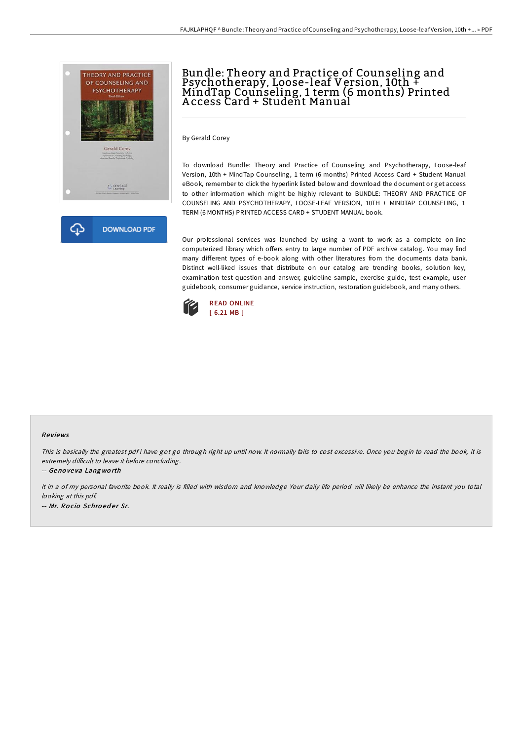# Bundle: Theory and Practice of Counseling and Psychotherapy, Loose-leaf Version, 10th + MindTap Counseling, 1 term (6 months) Printed Access Card + Student Manual

By Gerald Corey

To download Bundle: Theory and Practice of Counseling and Psychotherapy, Loose-leaf Version, 10th + MindTap Counseling, 1 term (6 months) Printed Access Card + Student Manual eBook, remember to click the hyperlink listed below and download the document or get access to other information which might be highly relevant to BUNDLE: THEORY AND PRACTICE OF COUNSELING AND PSYCHOTHERAPY, LOOSE-LEAF VERSION, 10TH + MINDTAP COUNSELING, 1 TERM (6 MONTHS) PRINTED ACCESS CARD + STUDENT MANUAL book.

Our professional services was launched by using a want to work as a complete on-line computerized library which offers entry to large number of PDF archive catalog. You may find many different types of e-book along with other literatures from the documents data bank. Distinct well-liked issues that distribute on our catalog are trending books, solution key, examination test question and answer, guideline sample, exercise guide, test example, user guidebook, consumer guidance, service instruction, restoration guidebook, and many others.

DOWNLOAD PDF

READ ONLINE
[ 6.21 MB ]

## Reviews

*This is basically the greatest pdf i have got go through right up until now. It normally fails to cost excessive. Once you begin to read the book, it is extremely difficult to leave it before concluding.*

-- *Genoveva Langworth*

*It in a of my personal favorite book. It really is filled with wisdom and knowledge Your daily life period will likely be enhance the instant you total looking at this pdf.*

-- *Mr. Rocio Schroeder Sr.*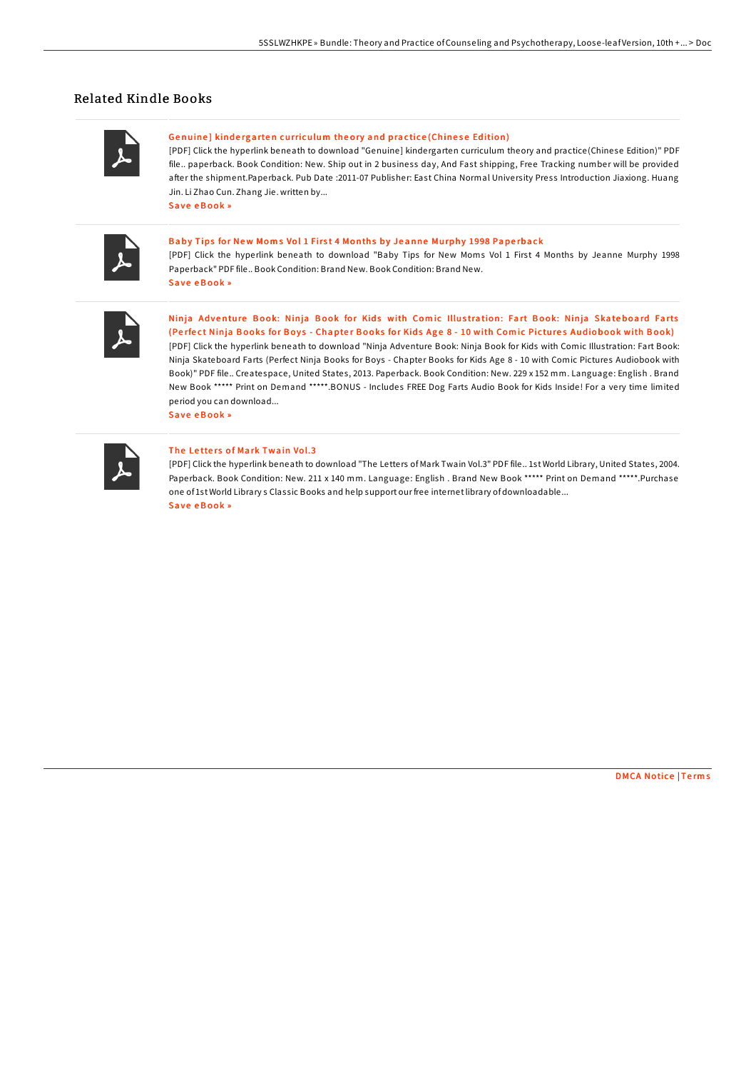## Related Kindle Books

### Genuine] kindergarten curriculum theory and practice(Chinese Edition)

[PDF] Click the hyperlink beneath to download "Genuine] kindergarten curriculum theory and practice(Chinese Edition)" PDF file.. paperback. Book Condition: New. Ship out in 2 business day, And Fast shipping, Free Tracking number will be provided after the shipment.Paperback. Pub Date :2011-07 Publisher: East China Normal University Press Introduction Jiaxiong. Huang Jin. Li Zhao Cun. Zhang Jie. written by...

Save eBook »

### Baby Tips for New Moms Vol 1 First 4 Months by Jeanne Murphy 1998 Paperback

[PDF] Click the hyperlink beneath to download "Baby Tips for New Moms Vol 1 First 4 Months by Jeanne Murphy 1998 Paperback" PDF file.. Book Condition: Brand New. Book Condition: Brand New.

Save eBook »

### Ninja Adventure Book: Ninja Book for Kids with Comic Illustration: Fart Book: Ninja Skateboard Farts (Perfect Ninja Books for Boys - Chapter Books for Kids Age 8 - 10 with Comic Pictures Audiobook with Book)

[PDF] Click the hyperlink beneath to download "Ninja Adventure Book: Ninja Book for Kids with Comic Illustration: Fart Book: Ninja Skateboard Farts (Perfect Ninja Books for Boys - Chapter Books for Kids Age 8 - 10 with Comic Pictures Audiobook with Book)" PDF file.. Createspace, United States, 2013. Paperback. Book Condition: New. 229 x 152 mm. Language: English . Brand New Book ***** Print on Demand *****.BONUS - Includes FREE Dog Farts Audio Book for Kids Inside! For a very time limited period you can download...

Save eBook »

### The Letters of Mark Twain Vol.3

[PDF] Click the hyperlink beneath to download "The Letters of Mark Twain Vol.3" PDF file.. 1st World Library, United States, 2004. Paperback. Book Condition: New. 211 x 140 mm. Language: English . Brand New Book ***** Print on Demand *****.Purchase one of 1st World Library s Classic Books and help support our free internet library of downloadable...

Save eBook »